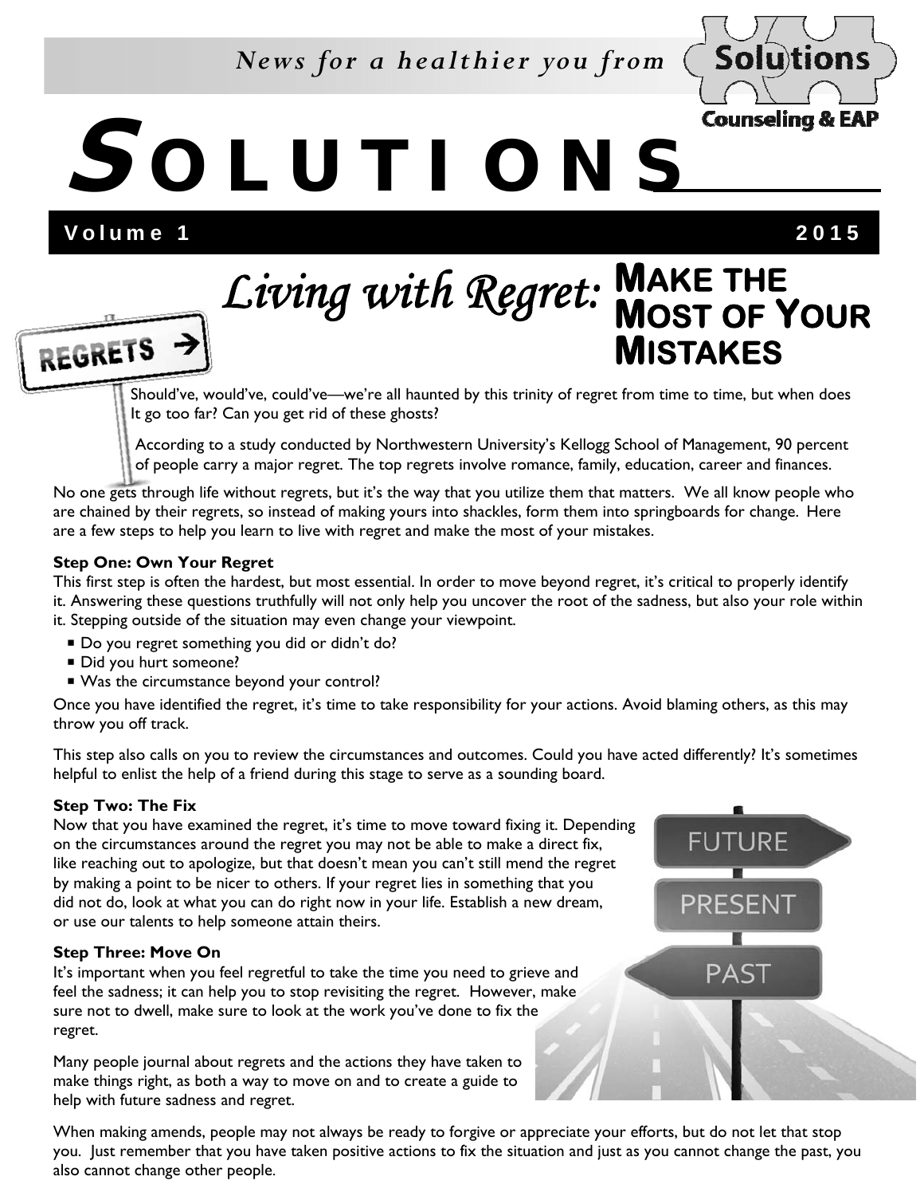*News for a healthier you from* Solutions Counseling & EAP

# SOLUTIONS

**Volume 1** **2015**

## *Living with Regret:* MAKE THE MOST OF YOUR MISTAKES

Should've, would've, could've—we're all haunted by this trinity of regret from time to time, but when does It go too far? Can you get rid of these ghosts?

According to a study conducted by Northwestern University's Kellogg School of Management, 90 percent of people carry a major regret. The top regrets involve romance, family, education, career and finances.

No one gets through life without regrets, but it's the way that you utilize them that matters. We all know people who are chained by their regrets, so instead of making yours into shackles, form them into springboards for change. Here are a few steps to help you learn to live with regret and make the most of your mistakes.

**Step One: Own Your Regret**

This first step is often the hardest, but most essential. In order to move beyond regret, it's critical to properly identify it. Answering these questions truthfully will not only help you uncover the root of the sadness, but also your role within it. Stepping outside of the situation may even change your viewpoint.

- Do you regret something you did or didn't do?
- Did you hurt someone?
- Was the circumstance beyond your control?

Once you have identified the regret, it's time to take responsibility for your actions. Avoid blaming others, as this may throw you off track.

This step also calls on you to review the circumstances and outcomes. Could you have acted differently? It's sometimes helpful to enlist the help of a friend during this stage to serve as a sounding board.

**Step Two: The Fix**

Now that you have examined the regret, it's time to move toward fixing it. Depending on the circumstances around the regret you may not be able to make a direct fix, like reaching out to apologize, but that doesn't mean you can't still mend the regret by making a point to be nicer to others. If your regret lies in something that you did not do, look at what you can do right now in your life. Establish a new dream, or use our talents to help someone attain theirs.

**Step Three: Move On**

It's important when you feel regretful to take the time you need to grieve and feel the sadness; it can help you to stop revisiting the regret. However, make sure not to dwell, make sure to look at the work you've done to fix the regret.

Many people journal about regrets and the actions they have taken to make things right, as both a way to move on and to create a guide to help with future sadness and regret.

When making amends, people may not always be ready to forgive or appreciate your efforts, but do not let that stop you. Just remember that you have taken positive actions to fix the situation and just as you cannot change the past, you also cannot change other people.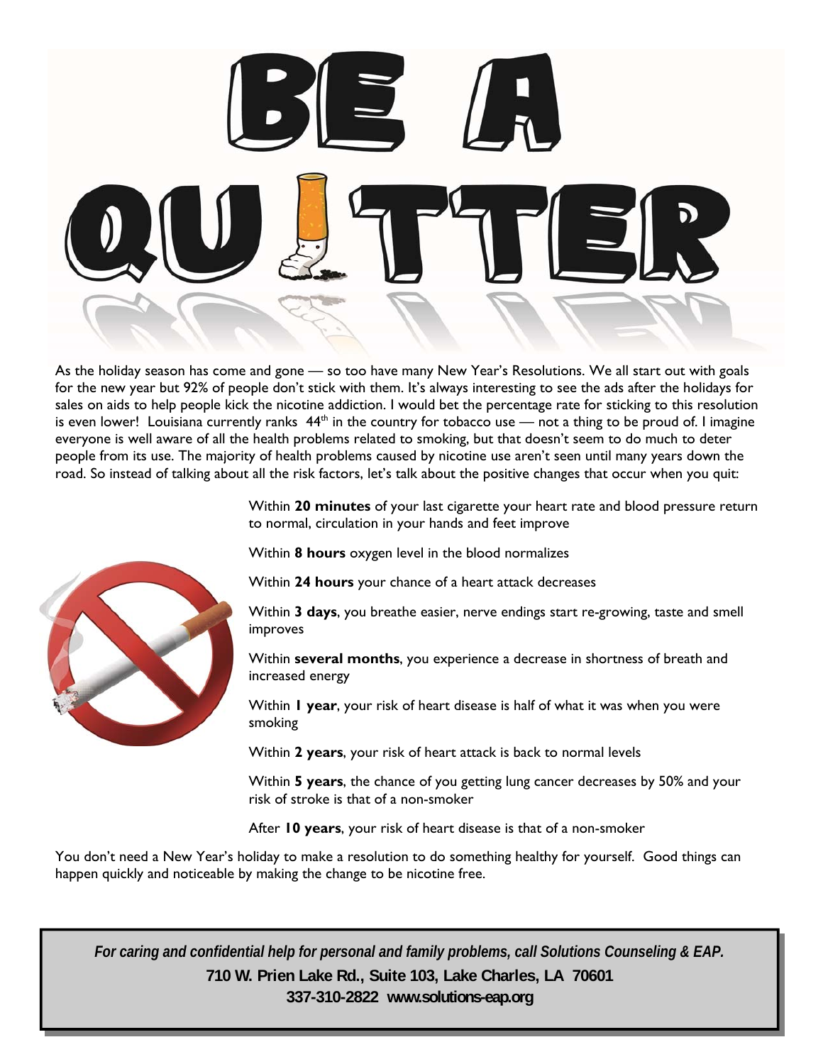# BE A QUITTER

As the holiday season has come and gone — so too have many New Year's Resolutions. We all start out with goals for the new year but 92% of people don't stick with them. It's always interesting to see the ads after the holidays for sales on aids to help people kick the nicotine addiction. I would bet the percentage rate for sticking to this resolution is even lower! Louisiana currently ranks 44th in the country for tobacco use — not a thing to be proud of. I imagine everyone is well aware of all the health problems related to smoking, but that doesn't seem to do much to deter people from its use. The majority of health problems caused by nicotine use aren't seen until many years down the road. So instead of talking about all the risk factors, let's talk about the positive changes that occur when you quit:

Within **20 minutes** of your last cigarette your heart rate and blood pressure return to normal, circulation in your hands and feet improve

Within **8 hours** oxygen level in the blood normalizes

Within **24 hours** your chance of a heart attack decreases

Within **3 days**, you breathe easier, nerve endings start re-growing, taste and smell improves

Within **several months**, you experience a decrease in shortness of breath and increased energy

Within **1 year**, your risk of heart disease is half of what it was when you were smoking

Within **2 years**, your risk of heart attack is back to normal levels

Within **5 years**, the chance of you getting lung cancer decreases by 50% and your risk of stroke is that of a non-smoker

After **10 years**, your risk of heart disease is that of a non-smoker

You don't need a New Year's holiday to make a resolution to do something healthy for yourself. Good things can happen quickly and noticeable by making the change to be nicotine free.

***For caring and confidential help for personal and family problems, call Solutions Counseling & EAP.***

**710 W. Prien Lake Rd., Suite 103, Lake Charles, LA 70601**

**337-310-2822 www.solutions-eap.org**